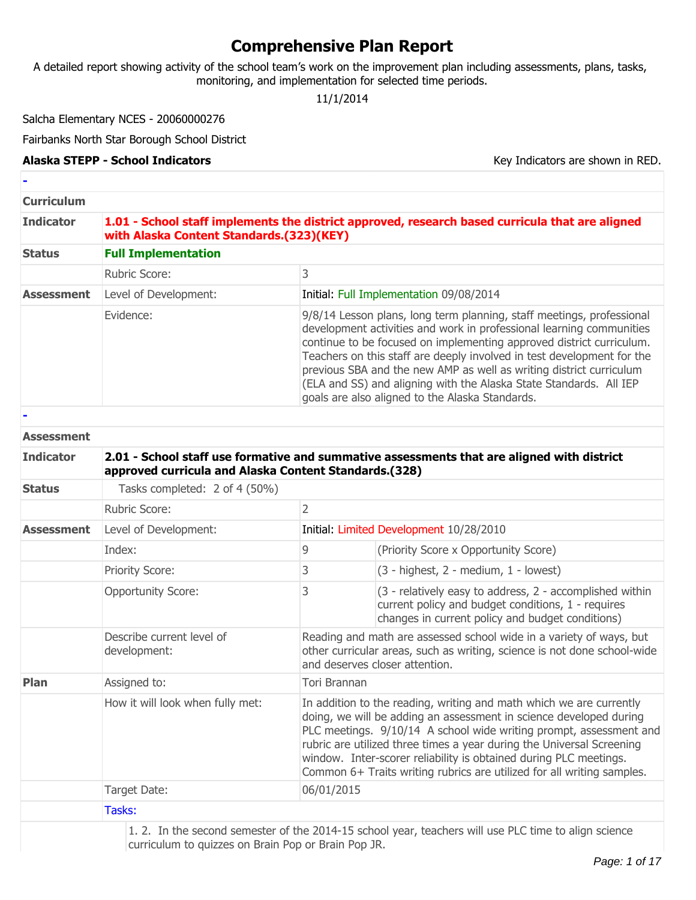# Comprehensive Plan Report

A detailed report showing activity of the school team's work on the improvement plan including assessments, plans, tasks, monitoring, and implementation for selected time periods.

11/1/2014

Salcha Elementary NCES - 20060000276

Fairbanks North Star Borough School District

**Alaska STEPP - School Indicators**

Key Indicators are shown in RED.

-

## Curriculum

| | | | |
|---|---|---|---|
| **Indicator** | **1.01 - School staff implements the district approved, research based curricula that are aligned with Alaska Content Standards.(323)(KEY)** | | |
| **Status** | **Full Implementation** | | |
| | Rubric Score: | 3 | |
| **Assessment** | Level of Development: | Initial: Full Implementation 09/08/2014 | |
| | Evidence: | 9/8/14 Lesson plans, long term planning, staff meetings, professional development activities and work in professional learning communities continue to be focused on implementing approved district curriculum. Teachers on this staff are deeply involved in test development for the previous SBA and the new AMP as well as writing district curriculum (ELA and SS) and aligning with the Alaska State Standards. All IEP goals are also aligned to the Alaska Standards. | |

-

## Assessment

| | | | |
|---|---|---|---|
| **Indicator** | **2.01 - School staff use formative and summative assessments that are aligned with district approved curricula and Alaska Content Standards.(328)** | | |
| **Status** | Tasks completed: 2 of 4 (50%) | | |
| | Rubric Score: | 2 | |
| **Assessment** | Level of Development: | Initial: Limited Development 10/28/2010 | |
| | Index: | 9 | (Priority Score x Opportunity Score) |
| | Priority Score: | 3 | (3 - highest, 2 - medium, 1 - lowest) |
| | Opportunity Score: | 3 | (3 - relatively easy to address, 2 - accomplished within current policy and budget conditions, 1 - requires changes in current policy and budget conditions) |
| | Describe current level of development: | Reading and math are assessed school wide in a variety of ways, but other curricular areas, such as writing, science is not done school-wide and deserves closer attention. | |
| **Plan** | Assigned to: | Tori Brannan | |
| | How it will look when fully met: | In addition to the reading, writing and math which we are currently doing, we will be adding an assessment in science developed during PLC meetings. 9/10/14 A school wide writing prompt, assessment and rubric are utilized three times a year during the Universal Screening window. Inter-scorer reliability is obtained during PLC meetings. Common 6+ Traits writing rubrics are utilized for all writing samples. | |
| | Target Date: | 06/01/2015 | |
| | Tasks: | | |

1. 2. In the second semester of the 2014-15 school year, teachers will use PLC time to align science curriculum to quizzes on Brain Pop or Brain Pop JR.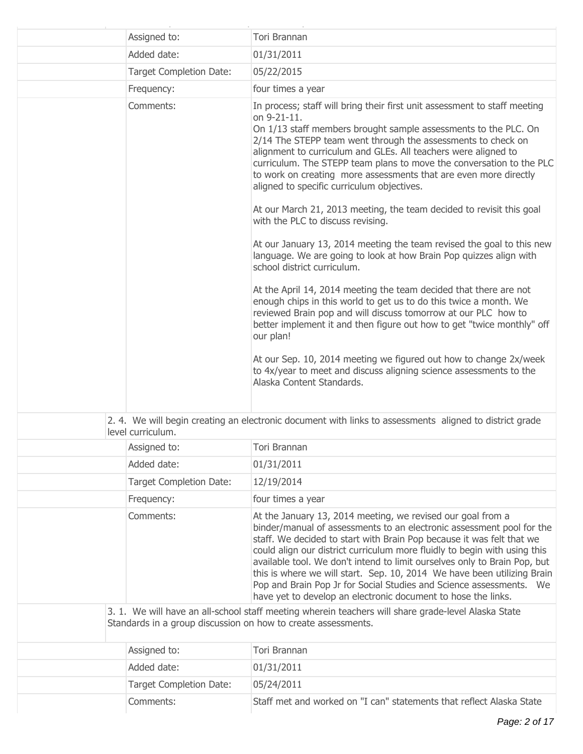| | |
|---|---|
| Assigned to: | Tori Brannan |
| Added date: | 01/31/2011 |
| Target Completion Date: | 05/22/2015 |
| Frequency: | four times a year |
| Comments: | In process; staff will bring their first unit assessment to staff meeting on 9-21-11.<br>On 1/13 staff members brought sample assessments to the PLC. On 2/14 The STEPP team went through the assessments to check on alignment to curriculum and GLEs. All teachers were aligned to curriculum. The STEPP team plans to move the conversation to the PLC to work on creating more assessments that are even more directly aligned to specific curriculum objectives.<br><br>At our March 21, 2013 meeting, the team decided to revisit this goal with the PLC to discuss revising.<br><br>At our January 13, 2014 meeting the team revised the goal to this new language. We are going to look at how Brain Pop quizzes align with school district curriculum.<br><br>At the April 14, 2014 meeting the team decided that there are not enough chips in this world to get us to do this twice a month. We reviewed Brain pop and will discuss tomorrow at our PLC how to better implement it and then figure out how to get "twice monthly" off our plan!<br><br>At our Sep. 10, 2014 meeting we figured out how to change 2x/week to 4x/year to meet and discuss aligning science assessments to the Alaska Content Standards. |

2. 4. We will begin creating an electronic document with links to assessments aligned to district grade level curriculum.

| | |
|---|---|
| Assigned to: | Tori Brannan |
| Added date: | 01/31/2011 |
| Target Completion Date: | 12/19/2014 |
| Frequency: | four times a year |
| Comments: | At the January 13, 2014 meeting, we revised our goal from a binder/manual of assessments to an electronic assessment pool for the staff. We decided to start with Brain Pop because it was felt that we could align our district curriculum more fluidly to begin with using this available tool. We don't intend to limit ourselves only to Brain Pop, but this is where we will start. Sep. 10, 2014 We have been utilizing Brain Pop and Brain Pop Jr for Social Studies and Science assessments. We have yet to develop an electronic document to hose the links. |

3. 1. We will have an all-school staff meeting wherein teachers will share grade-level Alaska State Standards in a group discussion on how to create assessments.

| | |
|---|---|
| Assigned to: | Tori Brannan |
| Added date: | 01/31/2011 |
| Target Completion Date: | 05/24/2011 |
| Comments: | Staff met and worked on "I can" statements that reflect Alaska State |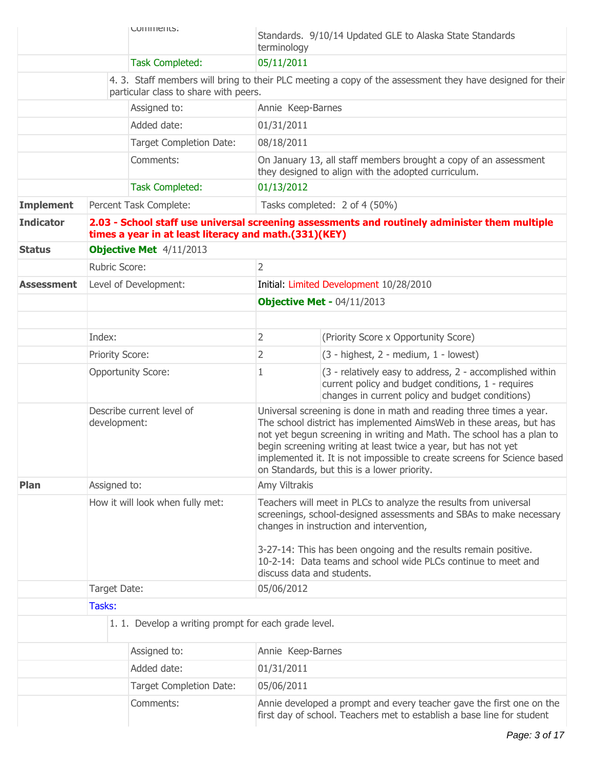| | | |
|---|---|---|
| | Comments: | Standards. 9/10/14 Updated GLE to Alaska State Standards terminology |
| | Task Completed: | 05/11/2011 |

4. 3. Staff members will bring to their PLC meeting a copy of the assessment they have designed for their particular class to share with peers.

| | |
|---|---|
| Assigned to: | Annie Keep-Barnes |
| Added date: | 01/31/2011 |
| Target Completion Date: | 08/18/2011 |
| Comments: | On January 13, all staff members brought a copy of an assessment they designed to align with the adopted curriculum. |
| Task Completed: | 01/13/2012 |

| | | | |
|---|---|---|---|
| **Implement** | Percent Task Complete: | Tasks completed: 2 of 4 (50%) | |
| **Indicator** | **2.03 - School staff use universal screening assessments and routinely administer them multiple times a year in at least literacy and math.(331)(KEY)** | | |
| **Status** | **Objective Met** 4/11/2013 | | |
| | Rubric Score: | 2 | |
| **Assessment** | Level of Development: | Initial: Limited Development 10/28/2010 | |
| | | **Objective Met -** 04/11/2013 | |
| | | | |
| | Index: | 2 | (Priority Score x Opportunity Score) |
| | Priority Score: | 2 | (3 - highest, 2 - medium, 1 - lowest) |
| | Opportunity Score: | 1 | (3 - relatively easy to address, 2 - accomplished within current policy and budget conditions, 1 - requires changes in current policy and budget conditions) |
| | Describe current level of development: | Universal screening is done in math and reading three times a year. The school district has implemented AimsWeb in these areas, but has not yet begun screening in writing and Math. The school has a plan to begin screening writing at least twice a year, but has not yet implemented it. It is not impossible to create screens for Science based on Standards, but this is a lower priority. | |
| **Plan** | Assigned to: | Amy Viltrakis | |
| | How it will look when fully met: | Teachers will meet in PLCs to analyze the results from universal screenings, school-designed assessments and SBAs to make necessary changes in instruction and intervention,<br><br>3-27-14: This has been ongoing and the results remain positive.<br>10-2-14: Data teams and school wide PLCs continue to meet and discuss data and students. | |
| | Target Date: | 05/06/2012 | |
| | Tasks: | | |

1. 1. Develop a writing prompt for each grade level.

| | |
|---|---|
| Assigned to: | Annie Keep-Barnes |
| Added date: | 01/31/2011 |
| Target Completion Date: | 05/06/2011 |
| Comments: | Annie developed a prompt and every teacher gave the first one on the first day of school. Teachers met to establish a base line for student |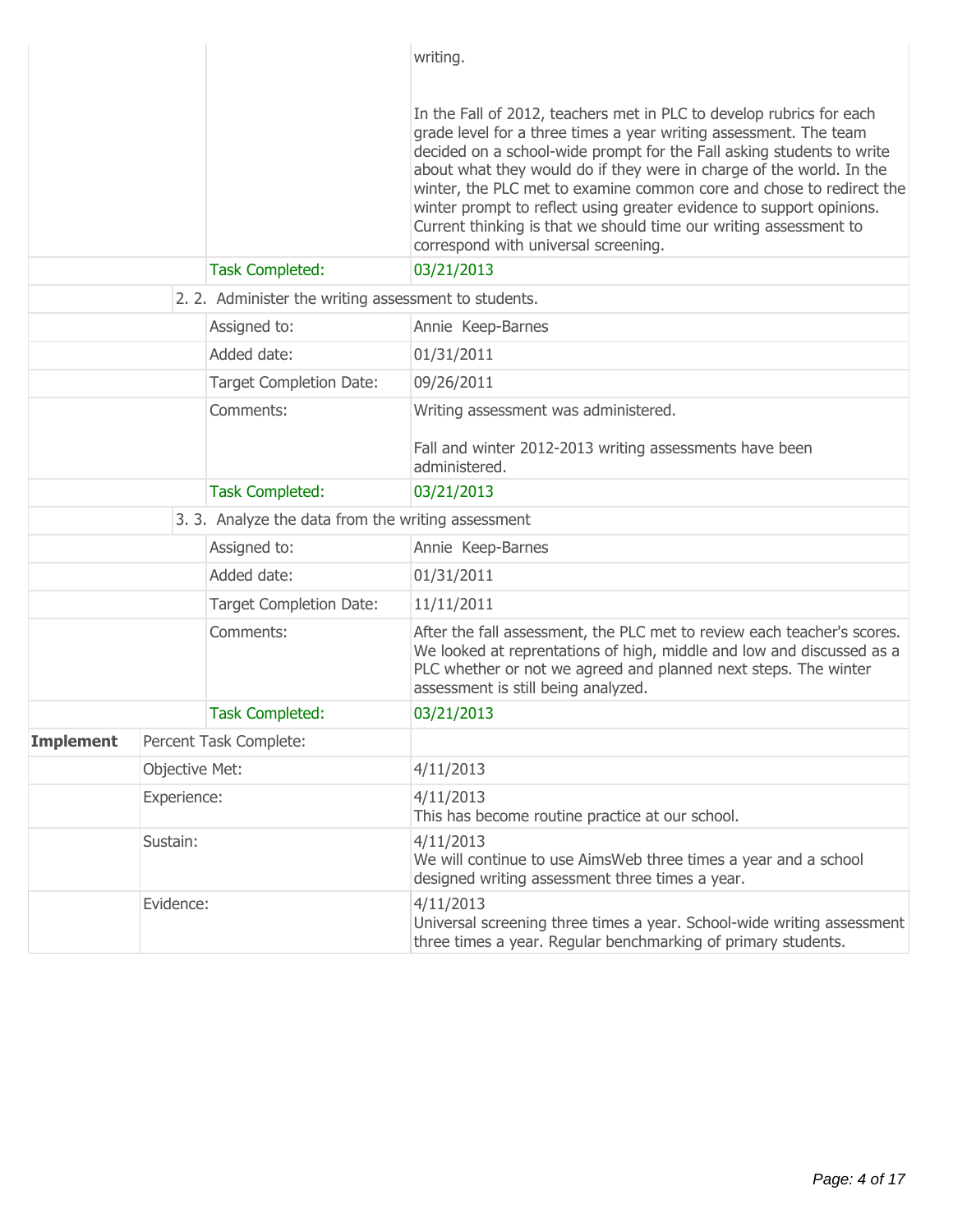| | | | |
|---|---|---|---|
| | | | writing.<br><br>In the Fall of 2012, teachers met in PLC to develop rubrics for each grade level for a three times a year writing assessment. The team decided on a school-wide prompt for the Fall asking students to write about what they would do if they were in charge of the world. In the winter, the PLC met to examine common core and chose to redirect the winter prompt to reflect using greater evidence to support opinions. Current thinking is that we should time our writing assessment to correspond with universal screening. |
| | | Task Completed: | 03/21/2013 |
| | 2. 2. Administer the writing assessment to students. | | |
| | | Assigned to: | Annie Keep-Barnes |
| | | Added date: | 01/31/2011 |
| | | Target Completion Date: | 09/26/2011 |
| | | Comments: | Writing assessment was administered.<br><br>Fall and winter 2012-2013 writing assessments have been administered. |
| | | Task Completed: | 03/21/2013 |
| | 3. 3. Analyze the data from the writing assessment | | |
| | | Assigned to: | Annie Keep-Barnes |
| | | Added date: | 01/31/2011 |
| | | Target Completion Date: | 11/11/2011 |
| | | Comments: | After the fall assessment, the PLC met to review each teacher's scores. We looked at reprentations of high, middle and low and discussed as a PLC whether or not we agreed and planned next steps. The winter assessment is still being analyzed. |
| | | Task Completed: | 03/21/2013 |
| **Implement** | Percent Task Complete: | | |
| | Objective Met: | | 4/11/2013 |
| | Experience: | | 4/11/2013<br>This has become routine practice at our school. |
| | Sustain: | | 4/11/2013<br>We will continue to use AimsWeb three times a year and a school designed writing assessment three times a year. |
| | Evidence: | | 4/11/2013<br>Universal screening three times a year. School-wide writing assessment three times a year. Regular benchmarking of primary students. |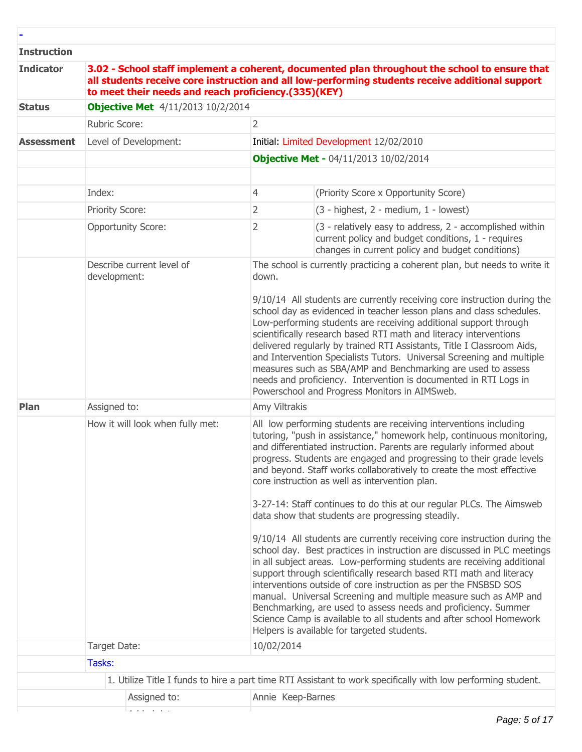-

| | | | |
|---|---|---|---|
| **Instruction** | | | |
| **Indicator** | **3.02 - School staff implement a coherent, documented plan throughout the school to ensure that all students receive core instruction and all low-performing students receive additional support to meet their needs and reach proficiency.(335)(KEY)** | | |
| **Status** | **Objective Met** 4/11/2013 10/2/2014 | | |
| | Rubric Score: | 2 | |
| **Assessment** | Level of Development: | Initial: Limited Development 12/02/2010 | |
| | | **Objective Met -** 04/11/2013 10/02/2014 | |
| | | | |
| | Index: | 4 | (Priority Score x Opportunity Score) |
| | Priority Score: | 2 | (3 - highest, 2 - medium, 1 - lowest) |
| | Opportunity Score: | 2 | (3 - relatively easy to address, 2 - accomplished within current policy and budget conditions, 1 - requires changes in current policy and budget conditions) |
| | Describe current level of development: | The school is currently practicing a coherent plan, but needs to write it down.<br><br>9/10/14 All students are currently receiving core instruction during the school day as evidenced in teacher lesson plans and class schedules. Low-performing students are receiving additional support through scientifically research based RTI math and literacy interventions delivered regularly by trained RTI Assistants, Title I Classroom Aids, and Intervention Specialists Tutors. Universal Screening and multiple measures such as SBA/AMP and Benchmarking are used to assess needs and proficiency. Intervention is documented in RTI Logs in Powerschool and Progress Monitors in AIMSweb. | |
| **Plan** | Assigned to: | Amy Viltrakis | |
| | How it will look when fully met: | All low performing students are receiving interventions including tutoring, "push in assistance," homework help, continuous monitoring, and differentiated instruction. Parents are regularly informed about progress. Students are engaged and progressing to their grade levels and beyond. Staff works collaboratively to create the most effective core instruction as well as intervention plan.<br><br>3-27-14: Staff continues to do this at our regular PLCs. The Aimsweb data show that students are progressing steadily.<br><br>9/10/14 All students are currently receiving core instruction during the school day. Best practices in instruction are discussed in PLC meetings in all subject areas. Low-performing students are receiving additional support through scientifically research based RTI math and literacy interventions outside of core instruction as per the FNSBSD SOS manual. Universal Screening and multiple measure such as AMP and Benchmarking, are used to assess needs and proficiency. Summer Science Camp is available to all students and after school Homework Helpers is available for targeted students. | |
| | Target Date: | 10/02/2014 | |
| | Tasks: | | |
| | 1. Utilize Title I funds to hire a part time RTI Assistant to work specifically with low performing student. | | |
| | Assigned to: | Annie Keep-Barnes | |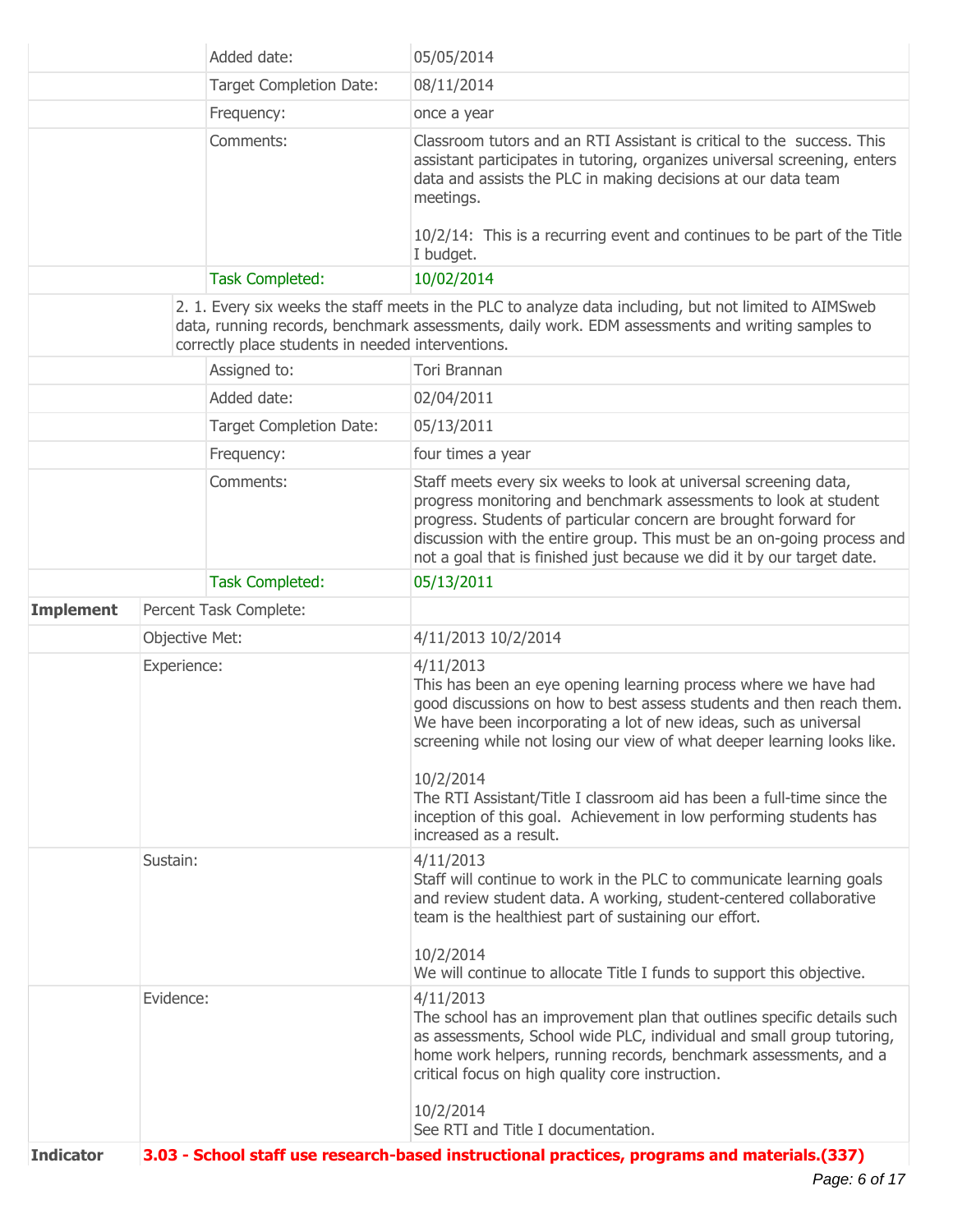| | | | |
|---|---|---|---|
| | | Added date: | 05/05/2014 |
| | | Target Completion Date: | 08/11/2014 |
| | | Frequency: | once a year |
| | | Comments: | Classroom tutors and an RTI Assistant is critical to the success. This assistant participates in tutoring, organizes universal screening, enters data and assists the PLC in making decisions at our data team meetings.<br><br>10/2/14: This is a recurring event and continues to be part of the Title I budget. |
| | | Task Completed: | 10/02/2014 |
| | | 2. 1. Every six weeks the staff meets in the PLC to analyze data including, but not limited to AIMSweb data, running records, benchmark assessments, daily work. EDM assessments and writing samples to correctly place students in needed interventions. | |
| | | Assigned to: | Tori Brannan |
| | | Added date: | 02/04/2011 |
| | | Target Completion Date: | 05/13/2011 |
| | | Frequency: | four times a year |
| | | Comments: | Staff meets every six weeks to look at universal screening data, progress monitoring and benchmark assessments to look at student progress. Students of particular concern are brought forward for discussion with the entire group. This must be an on-going process and not a goal that is finished just because we did it by our target date. |
| | | Task Completed: | 05/13/2011 |
| **Implement** | Percent Task Complete: | | |
| | Objective Met: | | 4/11/2013 10/2/2014 |
| | Experience: | | 4/11/2013<br>This has been an eye opening learning process where we have had good discussions on how to best assess students and then reach them. We have been incorporating a lot of new ideas, such as universal screening while not losing our view of what deeper learning looks like.<br><br>10/2/2014<br>The RTI Assistant/Title I classroom aid has been a full-time since the inception of this goal. Achievement in low performing students has increased as a result. |
| | Sustain: | | 4/11/2013<br>Staff will continue to work in the PLC to communicate learning goals and review student data. A working, student-centered collaborative team is the healthiest part of sustaining our effort.<br><br>10/2/2014<br>We will continue to allocate Title I funds to support this objective. |
| | Evidence: | | 4/11/2013<br>The school has an improvement plan that outlines specific details such as assessments, School wide PLC, individual and small group tutoring, home work helpers, running records, benchmark assessments, and a critical focus on high quality core instruction.<br><br>10/2/2014<br>See RTI and Title I documentation. |
| **Indicator** | **3.03 - School staff use research-based instructional practices, programs and materials.(337)** | | |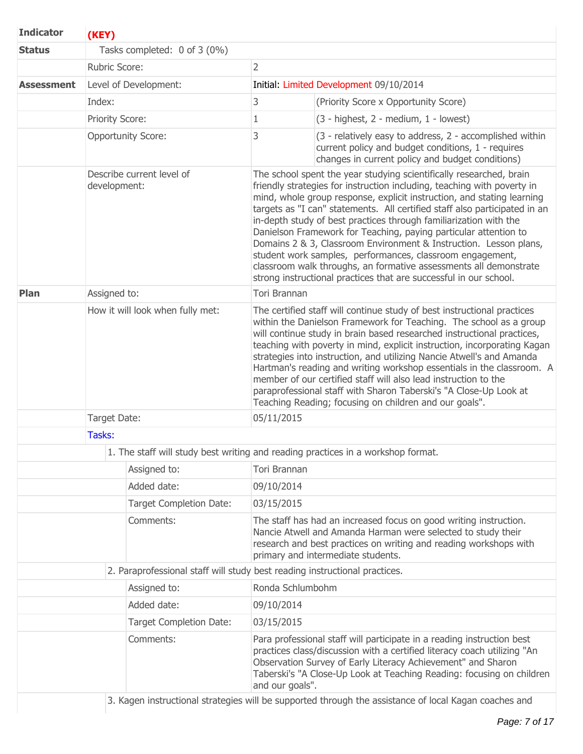| Indicator | (KEY) | | |
|---|---|---|---|
| Status | Tasks completed: 0 of 3 (0%) | | |
| | Rubric Score: | 2 | |
| Assessment | Level of Development: | Initial: Limited Development 09/10/2014 | |
| | Index: | 3 | (Priority Score x Opportunity Score) |
| | Priority Score: | 1 | (3 - highest, 2 - medium, 1 - lowest) |
| | Opportunity Score: | 3 | (3 - relatively easy to address, 2 - accomplished within current policy and budget conditions, 1 - requires changes in current policy and budget conditions) |
| | Describe current level of development: | The school spent the year studying scientifically researched, brain friendly strategies for instruction including, teaching with poverty in mind, whole group response, explicit instruction, and stating learning targets as "I can" statements. All certified staff also participated in an in-depth study of best practices through familiarization with the Danielson Framework for Teaching, paying particular attention to Domains 2 & 3, Classroom Environment & Instruction. Lesson plans, student work samples, performances, classroom engagement, classroom walk throughs, an formative assessments all demonstrate strong instructional practices that are successful in our school. | |
| Plan | Assigned to: | Tori Brannan | |
| | How it will look when fully met: | The certified staff will continue study of best instructional practices within the Danielson Framework for Teaching. The school as a group will continue study in brain based researched instructional practices, teaching with poverty in mind, explicit instruction, incorporating Kagan strategies into instruction, and utilizing Nancie Atwell's and Amanda Hartman's reading and writing workshop essentials in the classroom. A member of our certified staff will also lead instruction to the paraprofessional staff with Sharon Taberski's "A Close-Up Look at Teaching Reading; focusing on children and our goals". | |
| | Target Date: | 05/11/2015 | |
| | Tasks: | | |

1. The staff will study best writing and reading practices in a workshop format.

| | |
|---|---|
| Assigned to: | Tori Brannan |
| Added date: | 09/10/2014 |
| Target Completion Date: | 03/15/2015 |
| Comments: | The staff has had an increased focus on good writing instruction. Nancie Atwell and Amanda Harman were selected to study their research and best practices on writing and reading workshops with primary and intermediate students. |

2. Paraprofessional staff will study best reading instructional practices.

| | |
|---|---|
| Assigned to: | Ronda Schlumbohm |
| Added date: | 09/10/2014 |
| Target Completion Date: | 03/15/2015 |
| Comments: | Para professional staff will participate in a reading instruction best practices class/discussion with a certified literacy coach utilizing "An Observation Survey of Early Literacy Achievement" and Sharon Taberski's "A Close-Up Look at Teaching Reading: focusing on children and our goals". |

3. Kagen instructional strategies will be supported through the assistance of local Kagan coaches and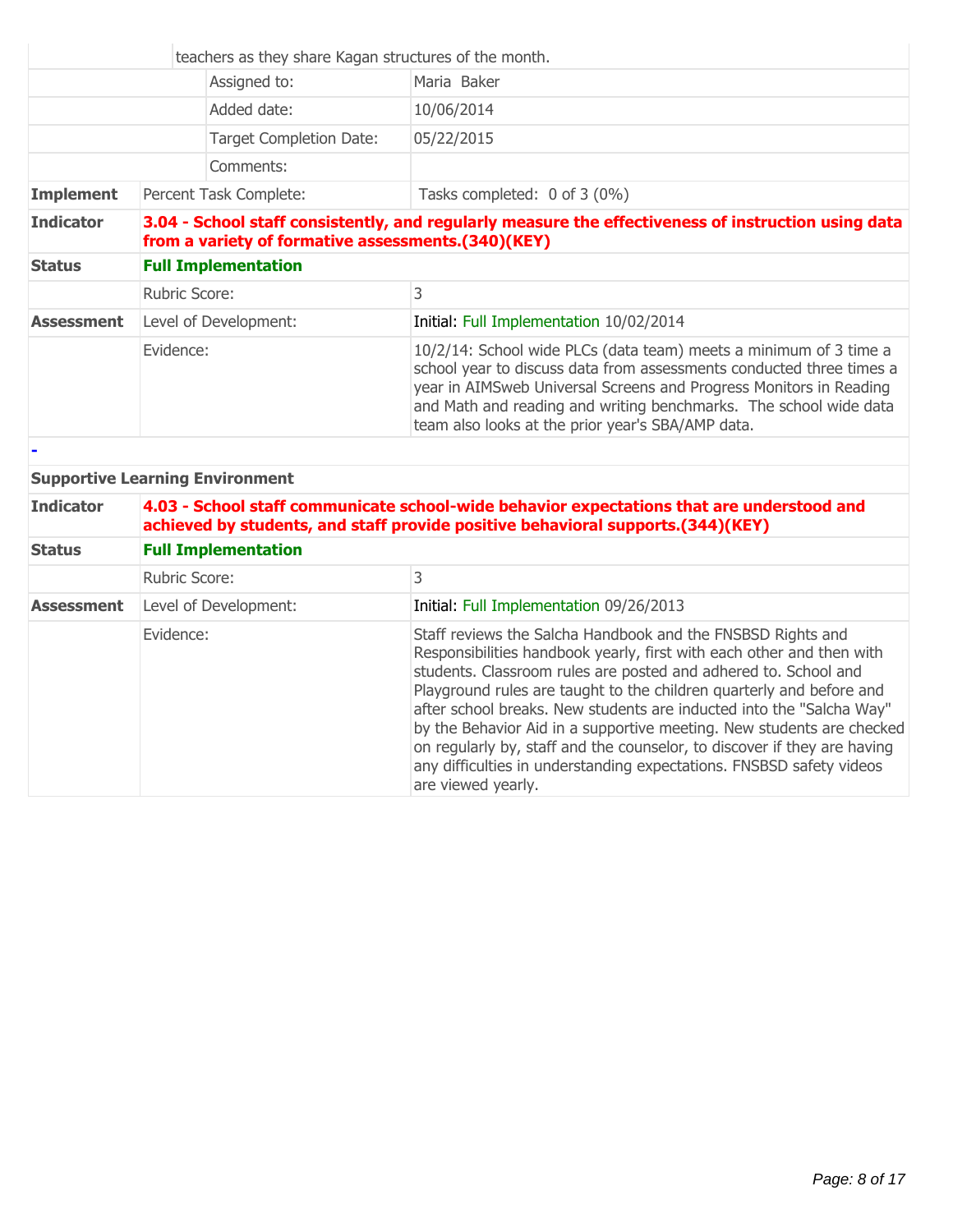| | | |
|---|---|---|
| | teachers as they share Kagan structures of the month. | |
| | Assigned to: | Maria Baker |
| | Added date: | 10/06/2014 |
| | Target Completion Date: | 05/22/2015 |
| | Comments: | |
| **Implement** | Percent Task Complete: | Tasks completed: 0 of 3 (0%) |

| | | |
|---|---|---|
| **Indicator** | **3.04 - School staff consistently, and regularly measure the effectiveness of instruction using data from a variety of formative assessments.(340)(KEY)** | |
| **Status** | **Full Implementation** | |
| | Rubric Score: | 3 |
| **Assessment** | Level of Development: | Initial: Full Implementation 10/02/2014 |
| | Evidence: | 10/2/14: School wide PLCs (data team) meets a minimum of 3 time a school year to discuss data from assessments conducted three times a year in AIMSweb Universal Screens and Progress Monitors in Reading and Math and reading and writing benchmarks. The school wide data team also looks at the prior year's SBA/AMP data. |

-

**Supportive Learning Environment**

| | | |
|---|---|---|
| **Indicator** | **4.03 - School staff communicate school-wide behavior expectations that are understood and achieved by students, and staff provide positive behavioral supports.(344)(KEY)** | |
| **Status** | **Full Implementation** | |
| | Rubric Score: | 3 |
| **Assessment** | Level of Development: | Initial: Full Implementation 09/26/2013 |
| | Evidence: | Staff reviews the Salcha Handbook and the FNSBSD Rights and Responsibilities handbook yearly, first with each other and then with students. Classroom rules are posted and adhered to. School and Playground rules are taught to the children quarterly and before and after school breaks. New students are inducted into the "Salcha Way" by the Behavior Aid in a supportive meeting. New students are checked on regularly by, staff and the counselor, to discover if they are having any difficulties in understanding expectations. FNSBSD safety videos are viewed yearly. |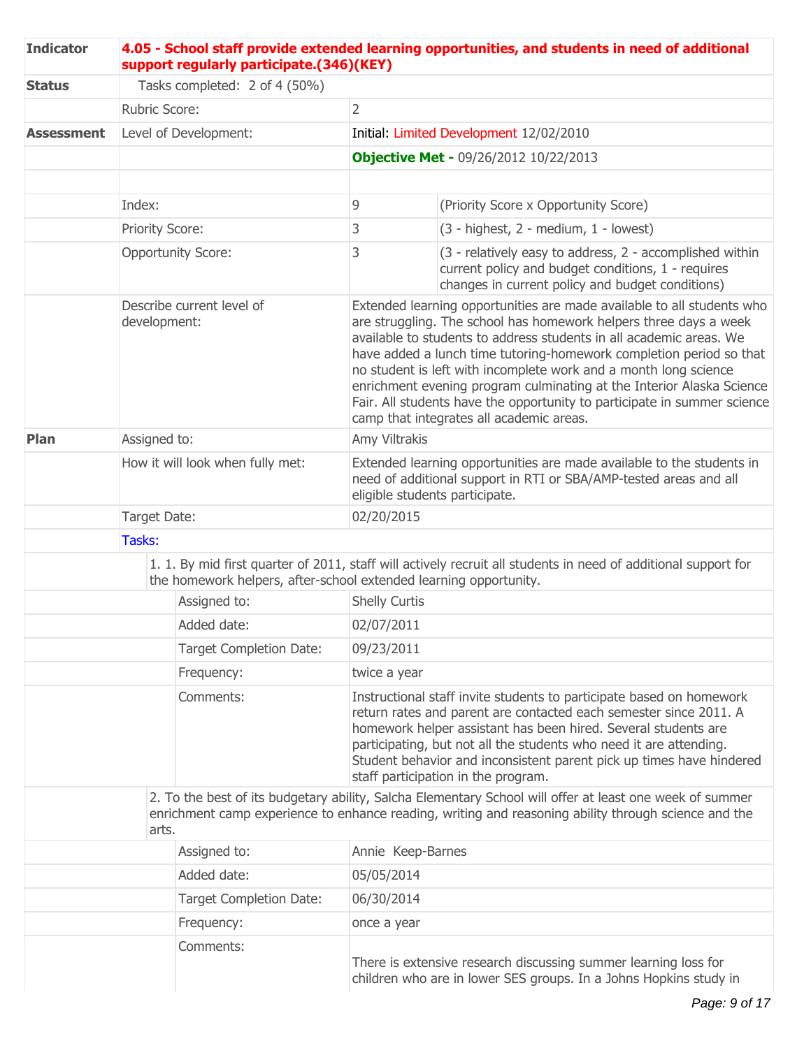| Indicator | **4.05 - School staff provide extended learning opportunities, and students in need of additional support regularly participate.(346)(KEY)** | | |
|---|---|---|---|
| **Status** | Tasks completed: 2 of 4 (50%) | | |
| | Rubric Score: | 2 | |
| **Assessment** | Level of Development: | Initial: Limited Development 12/02/2010 | |
| | | **Objective Met -** 09/26/2012 10/22/2013 | |
| | | | |
| | Index: | 9 | (Priority Score x Opportunity Score) |
| | Priority Score: | 3 | (3 - highest, 2 - medium, 1 - lowest) |
| | Opportunity Score: | 3 | (3 - relatively easy to address, 2 - accomplished within current policy and budget conditions, 1 - requires changes in current policy and budget conditions) |
| | Describe current level of development: | Extended learning opportunities are made available to all students who are struggling. The school has homework helpers three days a week available to students to address students in all academic areas. We have added a lunch time tutoring-homework completion period so that no student is left with incomplete work and a month long science enrichment evening program culminating at the Interior Alaska Science Fair. All students have the opportunity to participate in summer science camp that integrates all academic areas. | |
| **Plan** | Assigned to: | Amy Viltrakis | |
| | How it will look when fully met: | Extended learning opportunities are made available to the students in need of additional support in RTI or SBA/AMP-tested areas and all eligible students participate. | |
| | Target Date: | 02/20/2015 | |
| | Tasks: | | |

1. 1. By mid first quarter of 2011, staff will actively recruit all students in need of additional support for the homework helpers, after-school extended learning opportunity.

| | |
|---|---|
| Assigned to: | Shelly Curtis |
| Added date: | 02/07/2011 |
| Target Completion Date: | 09/23/2011 |
| Frequency: | twice a year |
| Comments: | Instructional staff invite students to participate based on homework return rates and parent are contacted each semester since 2011. A homework helper assistant has been hired. Several students are participating, but not all the students who need it are attending. Student behavior and inconsistent parent pick up times have hindered staff participation in the program. |

2. To the best of its budgetary ability, Salcha Elementary School will offer at least one week of summer enrichment camp experience to enhance reading, writing and reasoning ability through science and the arts.

| | |
|---|---|
| Assigned to: | Annie Keep-Barnes |
| Added date: | 05/05/2014 |
| Target Completion Date: | 06/30/2014 |
| Frequency: | once a year |
| Comments: | There is extensive research discussing summer learning loss for children who are in lower SES groups. In a Johns Hopkins study in |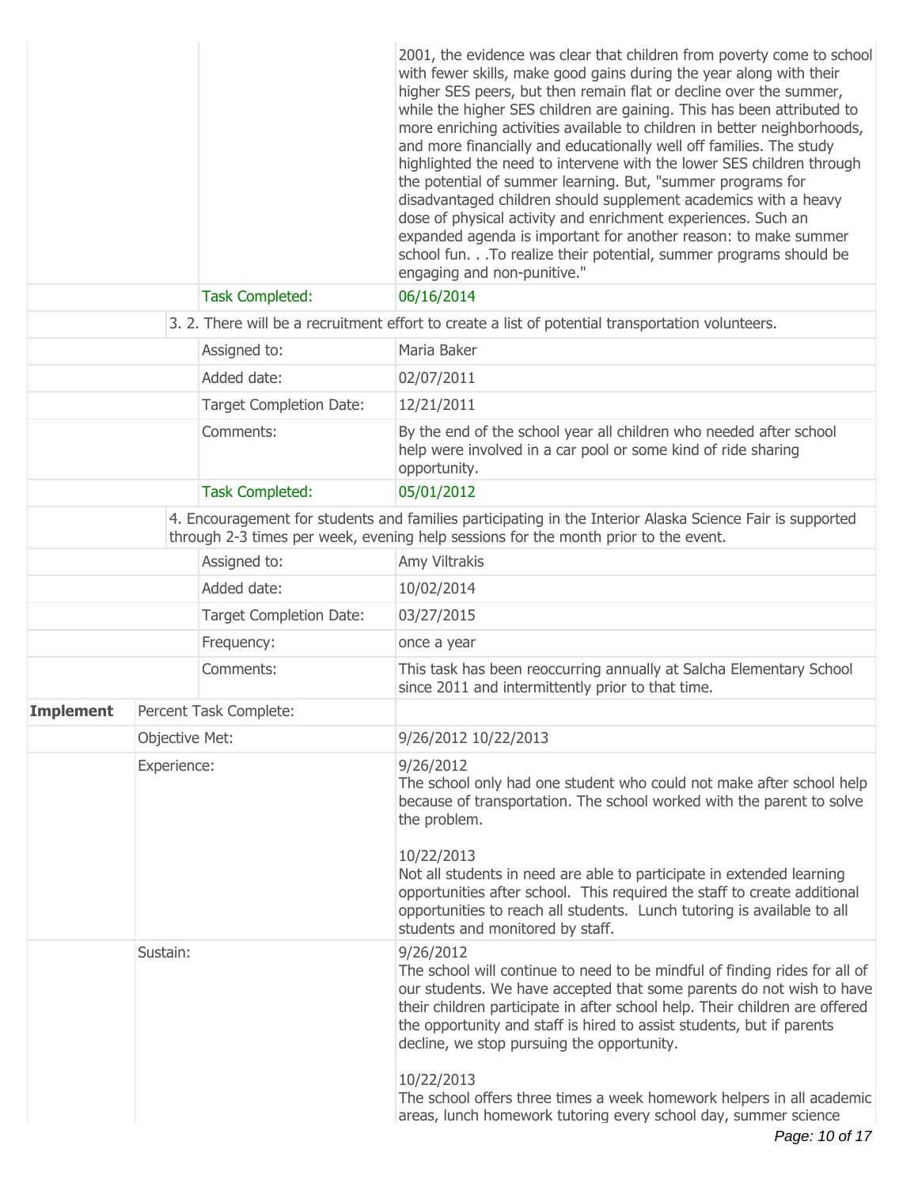| | | | |
|---|---|---|---|
| | | | 2001, the evidence was clear that children from poverty come to school with fewer skills, make good gains during the year along with their higher SES peers, but then remain flat or decline over the summer, while the higher SES children are gaining. This has been attributed to more enriching activities available to children in better neighborhoods, and more financially and educationally well off families. The study highlighted the need to intervene with the lower SES children through the potential of summer learning. But, "summer programs for disadvantaged children should supplement academics with a heavy dose of physical activity and enrichment experiences. Such an expanded agenda is important for another reason: to make summer school fun. . .To realize their potential, summer programs should be engaging and non-punitive." |
| | | Task Completed: | 06/16/2014 |
| | 3. 2. There will be a recruitment effort to create a list of potential transportation volunteers. | | |
| | | Assigned to: | Maria Baker |
| | | Added date: | 02/07/2011 |
| | | Target Completion Date: | 12/21/2011 |
| | | Comments: | By the end of the school year all children who needed after school help were involved in a car pool or some kind of ride sharing opportunity. |
| | | Task Completed: | 05/01/2012 |
| | 4. Encouragement for students and families participating in the Interior Alaska Science Fair is supported through 2-3 times per week, evening help sessions for the month prior to the event. | | |
| | | Assigned to: | Amy Viltrakis |
| | | Added date: | 10/02/2014 |
| | | Target Completion Date: | 03/27/2015 |
| | | Frequency: | once a year |
| | | Comments: | This task has been reoccurring annually at Salcha Elementary School since 2011 and intermittently prior to that time. |
| **Implement** | Percent Task Complete: | | |
| | Objective Met: | | 9/26/2012 10/22/2013 |
| | Experience: | | 9/26/2012<br>The school only had one student who could not make after school help because of transportation. The school worked with the parent to solve the problem.<br><br>10/22/2013<br>Not all students in need are able to participate in extended learning opportunities after school. This required the staff to create additional opportunities to reach all students. Lunch tutoring is available to all students and monitored by staff. |
| | Sustain: | | 9/26/2012<br>The school will continue to need to be mindful of finding rides for all of our students. We have accepted that some parents do not wish to have their children participate in after school help. Their children are offered the opportunity and staff is hired to assist students, but if parents decline, we stop pursuing the opportunity.<br><br>10/22/2013<br>The school offers three times a week homework helpers in all academic areas, lunch homework tutoring every school day, summer science |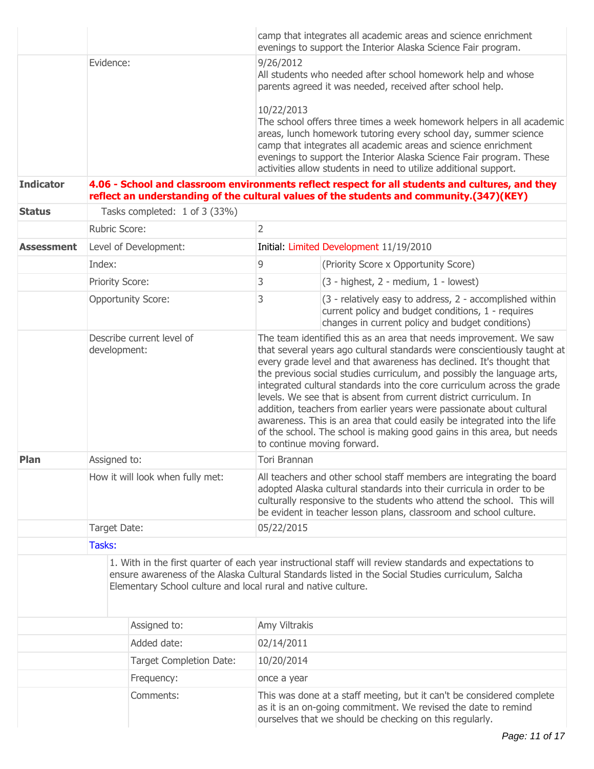| | | | |
|---|---|---|---|
| | | camp that integrates all academic areas and science enrichment evenings to support the Interior Alaska Science Fair program. | |
| | Evidence: | 9/26/2012<br>All students who needed after school homework help and whose parents agreed it was needed, received after school help.<br><br>10/22/2013<br>The school offers three times a week homework helpers in all academic areas, lunch homework tutoring every school day, summer science camp that integrates all academic areas and science enrichment evenings to support the Interior Alaska Science Fair program. These activities allow students in need to utilize additional support. | |
| **Indicator** | **4.06 - School and classroom environments reflect respect for all students and cultures, and they reflect an understanding of the cultural values of the students and community.(347)(KEY)** | | |
| **Status** | Tasks completed: 1 of 3 (33%) | | |
| | Rubric Score: | 2 | |
| **Assessment** | Level of Development: | Initial: Limited Development 11/19/2010 | |
| | Index: | 9 | (Priority Score x Opportunity Score) |
| | Priority Score: | 3 | (3 - highest, 2 - medium, 1 - lowest) |
| | Opportunity Score: | 3 | (3 - relatively easy to address, 2 - accomplished within current policy and budget conditions, 1 - requires changes in current policy and budget conditions) |
| | Describe current level of development: | The team identified this as an area that needs improvement. We saw that several years ago cultural standards were conscientiously taught at every grade level and that awareness has declined. It's thought that the previous social studies curriculum, and possibly the language arts, integrated cultural standards into the core curriculum across the grade levels. We see that is absent from current district curriculum. In addition, teachers from earlier years were passionate about cultural awareness. This is an area that could easily be integrated into the life of the school. The school is making good gains in this area, but needs to continue moving forward. | |
| **Plan** | Assigned to: | Tori Brannan | |
| | How it will look when fully met: | All teachers and other school staff members are integrating the board adopted Alaska cultural standards into their curricula in order to be culturally responsive to the students who attend the school. This will be evident in teacher lesson plans, classroom and school culture. | |
| | Target Date: | 05/22/2015 | |
| | Tasks: | | |

1. With in the first quarter of each year instructional staff will review standards and expectations to ensure awareness of the Alaska Cultural Standards listed in the Social Studies curriculum, Salcha Elementary School culture and local rural and native culture.

| | |
|---|---|
| Assigned to: | Amy Viltrakis |
| Added date: | 02/14/2011 |
| Target Completion Date: | 10/20/2014 |
| Frequency: | once a year |
| Comments: | This was done at a staff meeting, but it can't be considered complete as it is an on-going commitment. We revised the date to remind ourselves that we should be checking on this regularly. |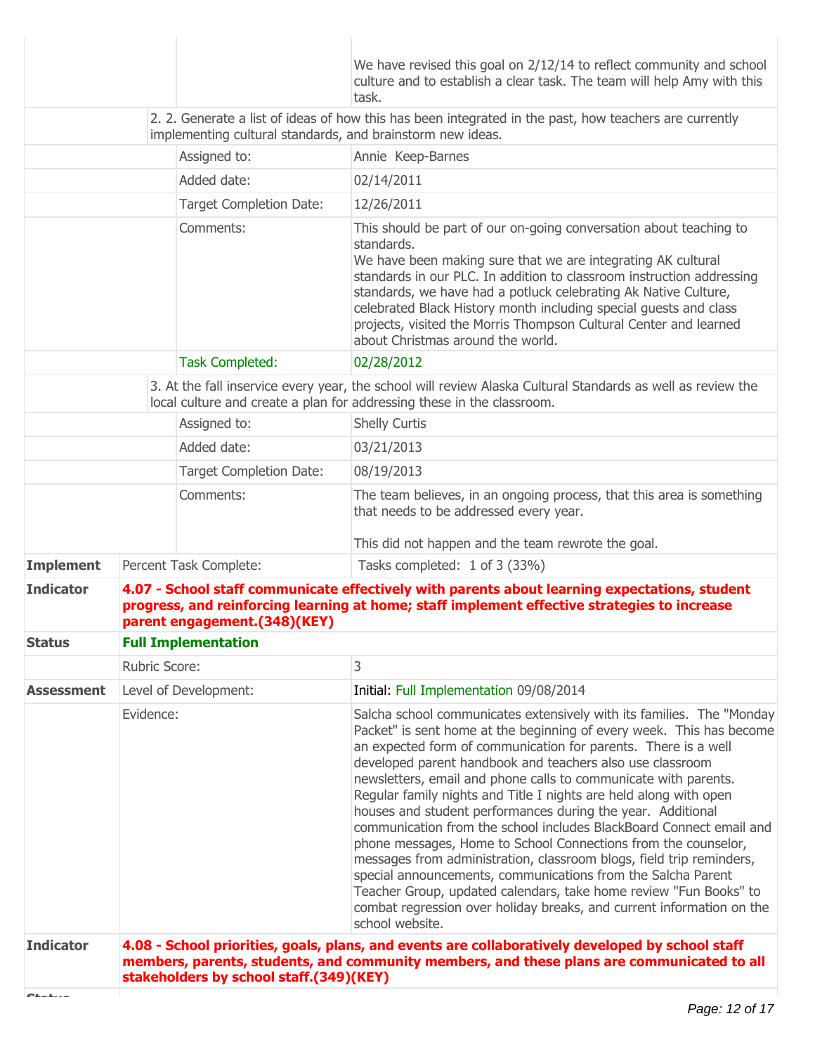| | | | |
|---|---|---|---|
| | | | We have revised this goal on 2/12/14 to reflect community and school culture and to establish a clear task. The team will help Amy with this task. |
| | 2. 2. Generate a list of ideas of how this has been integrated in the past, how teachers are currently implementing cultural standards, and brainstorm new ideas. | | |
| | | Assigned to: | Annie Keep-Barnes |
| | | Added date: | 02/14/2011 |
| | | Target Completion Date: | 12/26/2011 |
| | | Comments: | This should be part of our on-going conversation about teaching to standards.<br>We have been making sure that we are integrating AK cultural standards in our PLC. In addition to classroom instruction addressing standards, we have had a potluck celebrating Ak Native Culture, celebrated Black History month including special guests and class projects, visited the Morris Thompson Cultural Center and learned about Christmas around the world. |
| | | Task Completed: | 02/28/2012 |
| | 3. At the fall inservice every year, the school will review Alaska Cultural Standards as well as review the local culture and create a plan for addressing these in the classroom. | | |
| | | Assigned to: | Shelly Curtis |
| | | Added date: | 03/21/2013 |
| | | Target Completion Date: | 08/19/2013 |
| | | Comments: | The team believes, in an ongoing process, that this area is something that needs to be addressed every year.<br><br>This did not happen and the team rewrote the goal. |
| **Implement** | Percent Task Complete: | | Tasks completed: 1 of 3 (33%) |
| **Indicator** | **4.07 - School staff communicate effectively with parents about learning expectations, student progress, and reinforcing learning at home; staff implement effective strategies to increase parent engagement.(348)(KEY)** | | |
| **Status** | **Full Implementation** | | |
| | Rubric Score: | | 3 |
| **Assessment** | Level of Development: | | Initial: Full Implementation 09/08/2014 |
| | Evidence: | | Salcha school communicates extensively with its families. The "Monday Packet" is sent home at the beginning of every week. This has become an expected form of communication for parents. There is a well developed parent handbook and teachers also use classroom newsletters, email and phone calls to communicate with parents. Regular family nights and Title I nights are held along with open houses and student performances during the year. Additional communication from the school includes BlackBoard Connect email and phone messages, Home to School Connections from the counselor, messages from administration, classroom blogs, field trip reminders, special announcements, communications from the Salcha Parent Teacher Group, updated calendars, take home review "Fun Books" to combat regression over holiday breaks, and current information on the school website. |
| **Indicator** | **4.08 - School priorities, goals, plans, and events are collaboratively developed by school staff members, parents, students, and community members, and these plans are communicated to all stakeholders by school staff.(349)(KEY)** | | |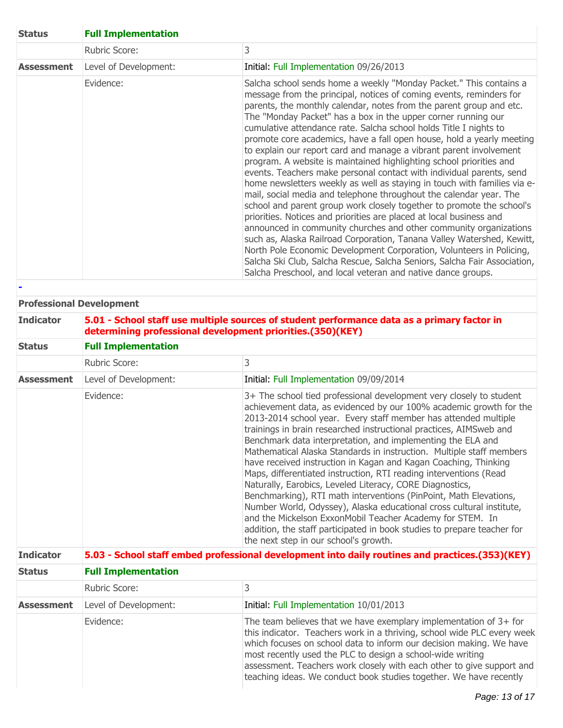| | | |
|---|---|---|
| **Status** | **Full Implementation** | |
| | Rubric Score: | 3 |
| **Assessment** | Level of Development: | Initial: Full Implementation 09/26/2013 |
| | Evidence: | Salcha school sends home a weekly "Monday Packet." This contains a message from the principal, notices of coming events, reminders for parents, the monthly calendar, notes from the parent group and etc. The "Monday Packet" has a box in the upper corner running our cumulative attendance rate. Salcha school holds Title I nights to promote core academics, have a fall open house, hold a yearly meeting to explain our report card and manage a vibrant parent involvement program. A website is maintained highlighting school priorities and events. Teachers make personal contact with individual parents, send home newsletters weekly as well as staying in touch with families via e-mail, social media and telephone throughout the calendar year. The school and parent group work closely together to promote the school's priorities. Notices and priorities are placed at local business and announced in community churches and other community organizations such as, Alaska Railroad Corporation, Tanana Valley Watershed, Kewitt, North Pole Economic Development Corporation, Volunteers in Policing, Salcha Ski Club, Salcha Rescue, Salcha Seniors, Salcha Fair Association, Salcha Preschool, and local veteran and native dance groups. |

-

**Professional Development**

| | | |
|---|---|---|
| **Indicator** | **5.01 - School staff use multiple sources of student performance data as a primary factor in determining professional development priorities.(350)(KEY)** | |
| **Status** | **Full Implementation** | |
| | Rubric Score: | 3 |
| **Assessment** | Level of Development: | Initial: Full Implementation 09/09/2014 |
| | Evidence: | 3+ The school tied professional development very closely to student achievement data, as evidenced by our 100% academic growth for the 2013-2014 school year. Every staff member has attended multiple trainings in brain researched instructional practices, AIMSweb and Benchmark data interpretation, and implementing the ELA and Mathematical Alaska Standards in instruction. Multiple staff members have received instruction in Kagan and Kagan Coaching, Thinking Maps, differentiated instruction, RTI reading interventions (Read Naturally, Earobics, Leveled Literacy, CORE Diagnostics, Benchmarking), RTI math interventions (PinPoint, Math Elevations, Number World, Odyssey), Alaska educational cross cultural institute, and the Mickelson ExxonMobil Teacher Academy for STEM. In addition, the staff participated in book studies to prepare teacher for the next step in our school's growth. |
| **Indicator** | **5.03 - School staff embed professional development into daily routines and practices.(353)(KEY)** | |
| **Status** | **Full Implementation** | |
| | Rubric Score: | 3 |
| **Assessment** | Level of Development: | Initial: Full Implementation 10/01/2013 |
| | Evidence: | The team believes that we have exemplary implementation of 3+ for this indicator. Teachers work in a thriving, school wide PLC every week which focuses on school data to inform our decision making. We have most recently used the PLC to design a school-wide writing assessment. Teachers work closely with each other to give support and teaching ideas. We conduct book studies together. We have recently |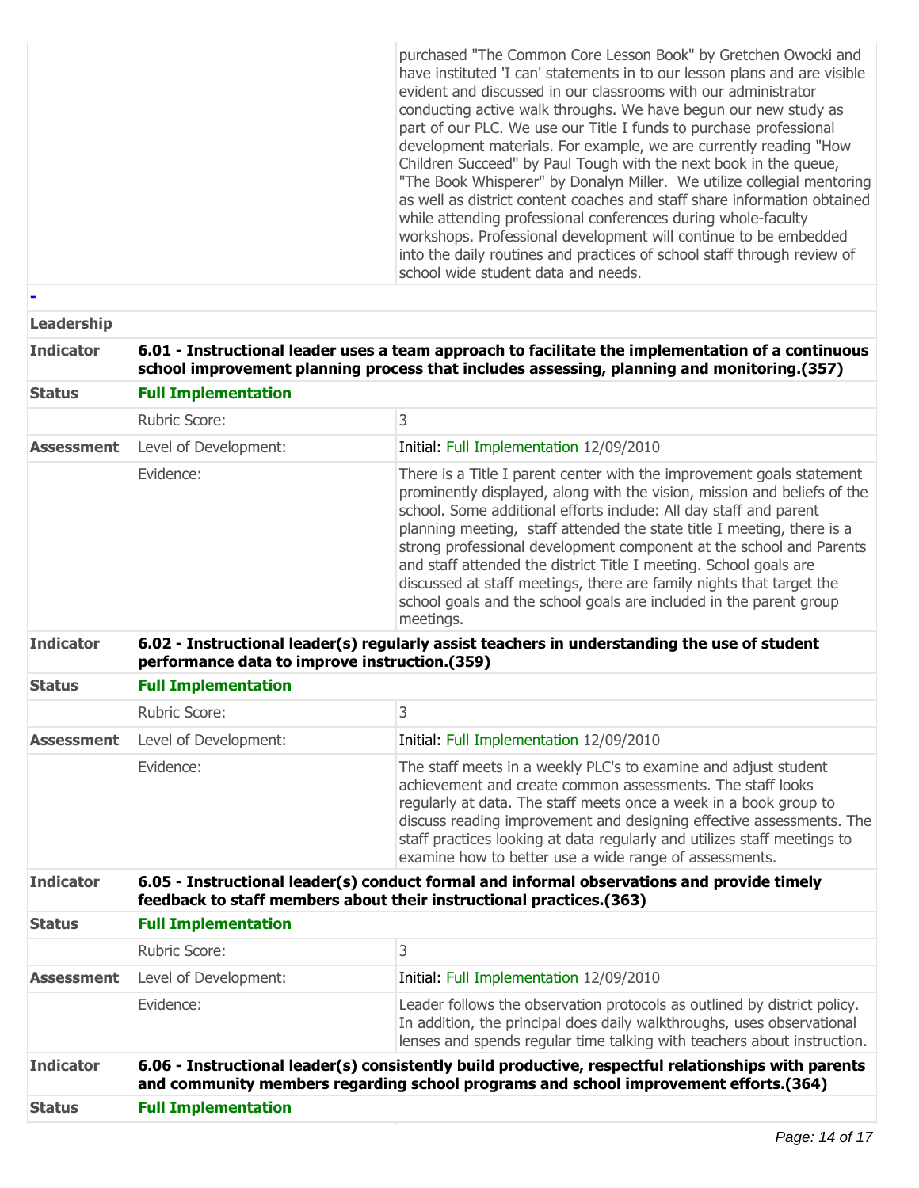| | | |
|---|---|---|
| | | purchased "The Common Core Lesson Book" by Gretchen Owocki and have instituted 'I can' statements in to our lesson plans and are visible evident and discussed in our classrooms with our administrator conducting active walk throughs. We have begun our new study as part of our PLC. We use our Title I funds to purchase professional development materials. For example, we are currently reading "How Children Succeed" by Paul Tough with the next book in the queue, "The Book Whisperer" by Donalyn Miller. We utilize collegial mentoring as well as district content coaches and staff share information obtained while attending professional conferences during whole-faculty workshops. Professional development will continue to be embedded into the daily routines and practices of school staff through review of school wide student data and needs. |

-

| **Leadership** | | |
|---|---|---|
| **Indicator** | **6.01 - Instructional leader uses a team approach to facilitate the implementation of a continuous school improvement planning process that includes assessing, planning and monitoring.(357)** | |
| **Status** | **Full Implementation** | |
| | Rubric Score: | 3 |
| **Assessment** | Level of Development: | Initial: Full Implementation 12/09/2010 |
| | Evidence: | There is a Title I parent center with the improvement goals statement prominently displayed, along with the vision, mission and beliefs of the school. Some additional efforts include: All day staff and parent planning meeting, staff attended the state title I meeting, there is a strong professional development component at the school and Parents and staff attended the district Title I meeting. School goals are discussed at staff meetings, there are family nights that target the school goals and the school goals are included in the parent group meetings. |
| **Indicator** | **6.02 - Instructional leader(s) regularly assist teachers in understanding the use of student performance data to improve instruction.(359)** | |
| **Status** | **Full Implementation** | |
| | Rubric Score: | 3 |
| **Assessment** | Level of Development: | Initial: Full Implementation 12/09/2010 |
| | Evidence: | The staff meets in a weekly PLC's to examine and adjust student achievement and create common assessments. The staff looks regularly at data. The staff meets once a week in a book group to discuss reading improvement and designing effective assessments. The staff practices looking at data regularly and utilizes staff meetings to examine how to better use a wide range of assessments. |
| **Indicator** | **6.05 - Instructional leader(s) conduct formal and informal observations and provide timely feedback to staff members about their instructional practices.(363)** | |
| **Status** | **Full Implementation** | |
| | Rubric Score: | 3 |
| **Assessment** | Level of Development: | Initial: Full Implementation 12/09/2010 |
| | Evidence: | Leader follows the observation protocols as outlined by district policy. In addition, the principal does daily walkthroughs, uses observational lenses and spends regular time talking with teachers about instruction. |
| **Indicator** | **6.06 - Instructional leader(s) consistently build productive, respectful relationships with parents and community members regarding school programs and school improvement efforts.(364)** | |
| **Status** | **Full Implementation** | |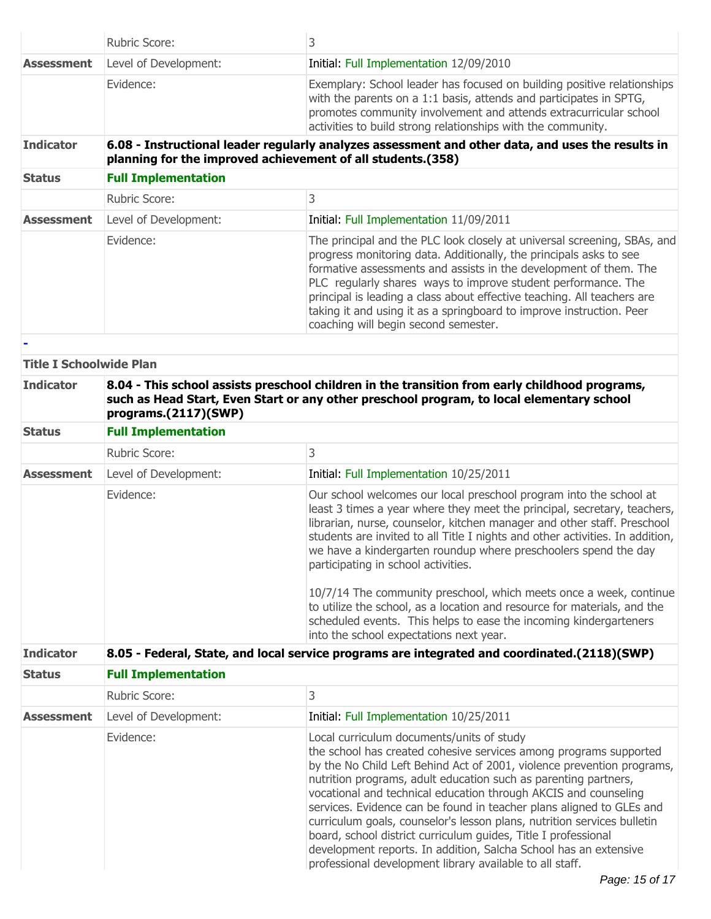| | | |
|---|---|---|
| | Rubric Score: | 3 |
| **Assessment** | Level of Development: | Initial: Full Implementation 12/09/2010 |
| | Evidence: | Exemplary: School leader has focused on building positive relationships with the parents on a 1:1 basis, attends and participates in SPTG, promotes community involvement and attends extracurricular school activities to build strong relationships with the community. |
| **Indicator** | **6.08 - Instructional leader regularly analyzes assessment and other data, and uses the results in planning for the improved achievement of all students.(358)** | |
| **Status** | **Full Implementation** | |
| | Rubric Score: | 3 |
| **Assessment** | Level of Development: | Initial: Full Implementation 11/09/2011 |
| | Evidence: | The principal and the PLC look closely at universal screening, SBAs, and progress monitoring data. Additionally, the principals asks to see formative assessments and assists in the development of them. The PLC regularly shares ways to improve student performance. The principal is leading a class about effective teaching. All teachers are taking it and using it as a springboard to improve instruction. Peer coaching will begin second semester. |

-

**Title I Schoolwide Plan**

| | | |
|---|---|---|
| **Indicator** | **8.04 - This school assists preschool children in the transition from early childhood programs, such as Head Start, Even Start or any other preschool program, to local elementary school programs.(2117)(SWP)** | |
| **Status** | **Full Implementation** | |
| | Rubric Score: | 3 |
| **Assessment** | Level of Development: | Initial: Full Implementation 10/25/2011 |
| | Evidence: | Our school welcomes our local preschool program into the school at least 3 times a year where they meet the principal, secretary, teachers, librarian, nurse, counselor, kitchen manager and other staff. Preschool students are invited to all Title I nights and other activities. In addition, we have a kindergarten roundup where preschoolers spend the day participating in school activities.<br><br>10/7/14 The community preschool, which meets once a week, continue to utilize the school, as a location and resource for materials, and the scheduled events. This helps to ease the incoming kindergarteners into the school expectations next year. |
| **Indicator** | **8.05 - Federal, State, and local service programs are integrated and coordinated.(2118)(SWP)** | |
| **Status** | **Full Implementation** | |
| | Rubric Score: | 3 |
| **Assessment** | Level of Development: | Initial: Full Implementation 10/25/2011 |
| | Evidence: | Local curriculum documents/units of study<br>the school has created cohesive services among programs supported by the No Child Left Behind Act of 2001, violence prevention programs, nutrition programs, adult education such as parenting partners, vocational and technical education through AKCIS and counseling services. Evidence can be found in teacher plans aligned to GLEs and curriculum goals, counselor's lesson plans, nutrition services bulletin board, school district curriculum guides, Title I professional development reports. In addition, Salcha School has an extensive professional development library available to all staff. |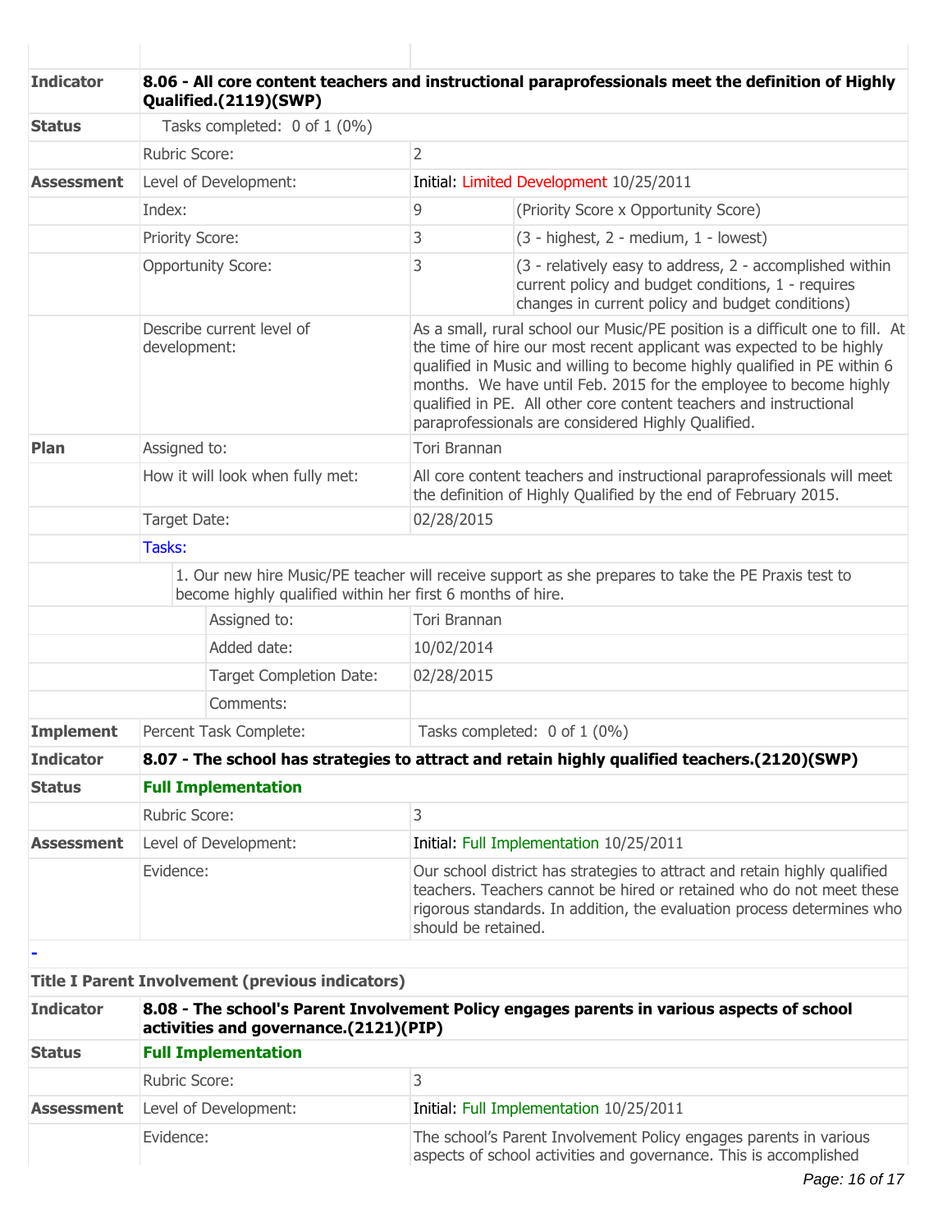| | | | |
|---|---|---|---|
| **Indicator** | **8.06 - All core content teachers and instructional paraprofessionals meet the definition of Highly Qualified.(2119)(SWP)** | | |
| **Status** | Tasks completed: 0 of 1 (0%) | | |
| | Rubric Score: | 2 | |
| **Assessment** | Level of Development: | Initial: Limited Development 10/25/2011 | |
| | Index: | 9 | (Priority Score x Opportunity Score) |
| | Priority Score: | 3 | (3 - highest, 2 - medium, 1 - lowest) |
| | Opportunity Score: | 3 | (3 - relatively easy to address, 2 - accomplished within current policy and budget conditions, 1 - requires changes in current policy and budget conditions) |
| | Describe current level of development: | As a small, rural school our Music/PE position is a difficult one to fill. At the time of hire our most recent applicant was expected to be highly qualified in Music and willing to become highly qualified in PE within 6 months. We have until Feb. 2015 for the employee to become highly qualified in PE. All other core content teachers and instructional paraprofessionals are considered Highly Qualified. | |
| **Plan** | Assigned to: | Tori Brannan | |
| | How it will look when fully met: | All core content teachers and instructional paraprofessionals will meet the definition of Highly Qualified by the end of February 2015. | |
| | Target Date: | 02/28/2015 | |
| | Tasks: | | |
| | 1. Our new hire Music/PE teacher will receive support as she prepares to take the PE Praxis test to become highly qualified within her first 6 months of hire. | | |
| | Assigned to: | Tori Brannan | |
| | Added date: | 10/02/2014 | |
| | Target Completion Date: | 02/28/2015 | |
| | Comments: | | |
| **Implement** | Percent Task Complete: | Tasks completed: 0 of 1 (0%) | |
| **Indicator** | **8.07 - The school has strategies to attract and retain highly qualified teachers.(2120)(SWP)** | | |
| **Status** | **Full Implementation** | | |
| | Rubric Score: | 3 | |
| **Assessment** | Level of Development: | Initial: Full Implementation 10/25/2011 | |
| | Evidence: | Our school district has strategies to attract and retain highly qualified teachers. Teachers cannot be hired or retained who do not meet these rigorous standards. In addition, the evaluation process determines who should be retained. | |

-

**Title I Parent Involvement (previous indicators)**

| | | |
|---|---|---|
| **Indicator** | **8.08 - The school's Parent Involvement Policy engages parents in various aspects of school activities and governance.(2121)(PIP)** | |
| **Status** | **Full Implementation** | |
| | Rubric Score: | 3 |
| **Assessment** | Level of Development: | Initial: Full Implementation 10/25/2011 |
| | Evidence: | The school's Parent Involvement Policy engages parents in various aspects of school activities and governance. This is accomplished |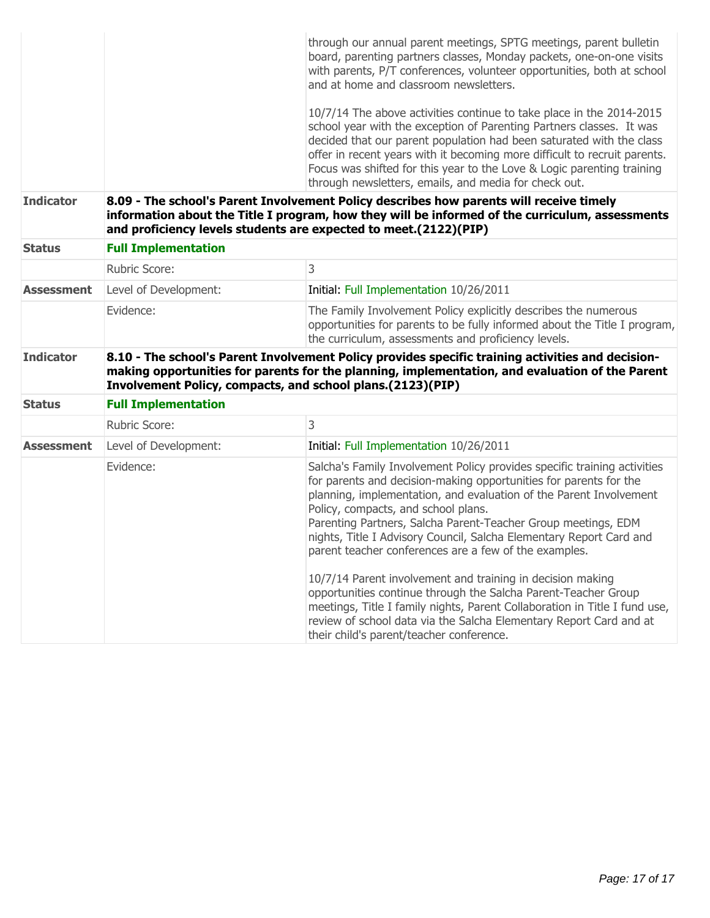| | | |
|---|---|---|
| | | through our annual parent meetings, SPTG meetings, parent bulletin board, parenting partners classes, Monday packets, one-on-one visits with parents, P/T conferences, volunteer opportunities, both at school and at home and classroom newsletters.<br><br>10/7/14 The above activities continue to take place in the 2014-2015 school year with the exception of Parenting Partners classes. It was decided that our parent population had been saturated with the class offer in recent years with it becoming more difficult to recruit parents. Focus was shifted for this year to the Love & Logic parenting training through newsletters, emails, and media for check out. |
| **Indicator** | **8.09 - The school's Parent Involvement Policy describes how parents will receive timely information about the Title I program, how they will be informed of the curriculum, assessments and proficiency levels students are expected to meet.(2122)(PIP)** | |
| **Status** | **Full Implementation** | |
| | Rubric Score: | 3 |
| **Assessment** | Level of Development: | Initial: Full Implementation 10/26/2011 |
| | Evidence: | The Family Involvement Policy explicitly describes the numerous opportunities for parents to be fully informed about the Title I program, the curriculum, assessments and proficiency levels. |
| **Indicator** | **8.10 - The school's Parent Involvement Policy provides specific training activities and decision-making opportunities for parents for the planning, implementation, and evaluation of the Parent Involvement Policy, compacts, and school plans.(2123)(PIP)** | |
| **Status** | **Full Implementation** | |
| | Rubric Score: | 3 |
| **Assessment** | Level of Development: | Initial: Full Implementation 10/26/2011 |
| | Evidence: | Salcha's Family Involvement Policy provides specific training activities for parents and decision-making opportunities for parents for the planning, implementation, and evaluation of the Parent Involvement Policy, compacts, and school plans.<br>Parenting Partners, Salcha Parent-Teacher Group meetings, EDM nights, Title I Advisory Council, Salcha Elementary Report Card and parent teacher conferences are a few of the examples.<br><br>10/7/14 Parent involvement and training in decision making opportunities continue through the Salcha Parent-Teacher Group meetings, Title I family nights, Parent Collaboration in Title I fund use, review of school data via the Salcha Elementary Report Card and at their child's parent/teacher conference. |